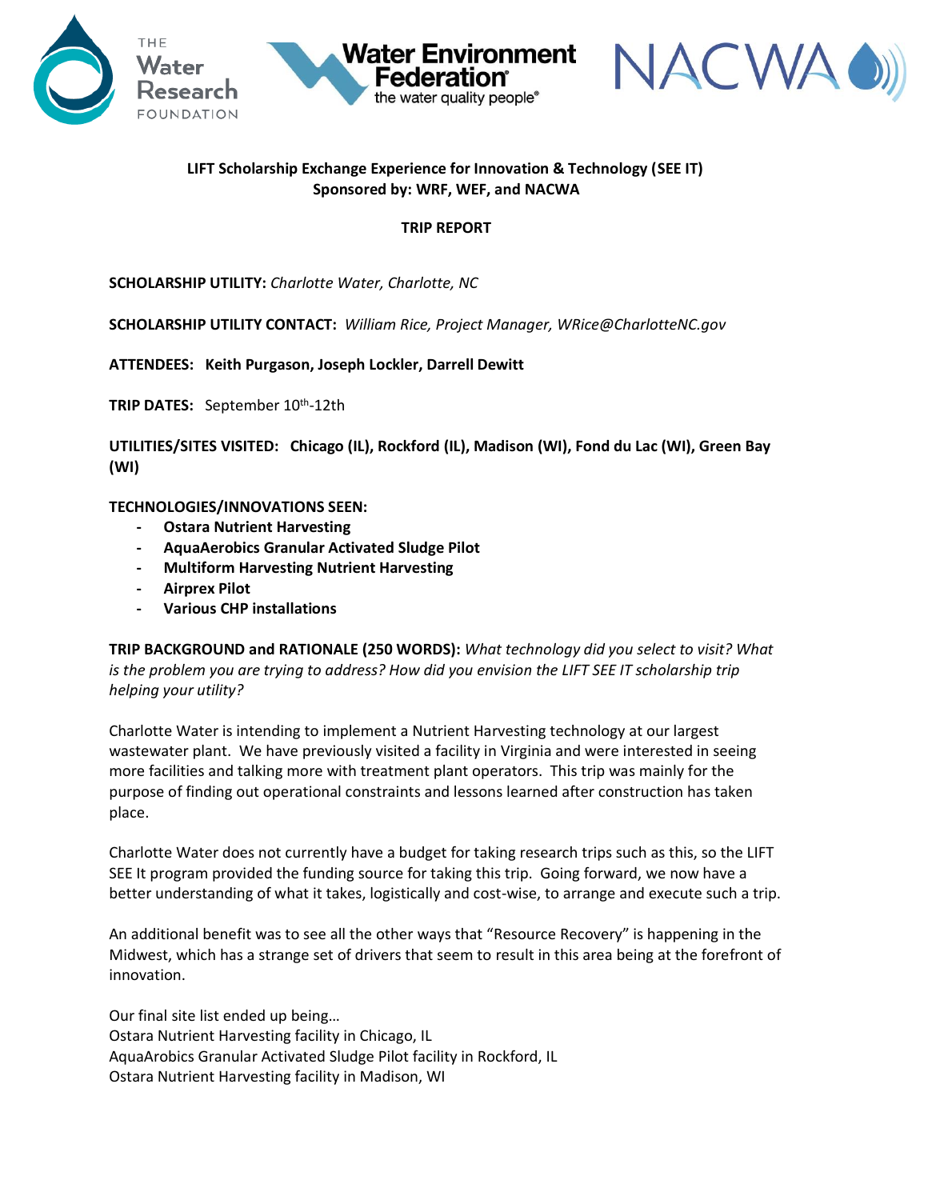**LIFT Scholarship Exchange Experience for Innovation & Technology (SEE IT)**
**Sponsored by: WRF, WEF, and NACWA**

**TRIP REPORT**

**SCHOLARSHIP UTILITY:** *Charlotte Water, Charlotte, NC*

**SCHOLARSHIP UTILITY CONTACT:** *William Rice, Project Manager, WRice@CharlotteNC.gov*

**ATTENDEES: Keith Purgason, Joseph Lockler, Darrell Dewitt**

**TRIP DATES:** September 10th-12th

**UTILITIES/SITES VISITED: Chicago (IL), Rockford (IL), Madison (WI), Fond du Lac (WI), Green Bay (WI)**

**TECHNOLOGIES/INNOVATIONS SEEN:**

- **Ostara Nutrient Harvesting**
- **AquaAerobics Granular Activated Sludge Pilot**
- **Multiform Harvesting Nutrient Harvesting**
- **Airprex Pilot**
- **Various CHP installations**

**TRIP BACKGROUND and RATIONALE (250 WORDS):** *What technology did you select to visit? What is the problem you are trying to address? How did you envision the LIFT SEE IT scholarship trip helping your utility?*

Charlotte Water is intending to implement a Nutrient Harvesting technology at our largest wastewater plant. We have previously visited a facility in Virginia and were interested in seeing more facilities and talking more with treatment plant operators. This trip was mainly for the purpose of finding out operational constraints and lessons learned after construction has taken place.

Charlotte Water does not currently have a budget for taking research trips such as this, so the LIFT SEE It program provided the funding source for taking this trip. Going forward, we now have a better understanding of what it takes, logistically and cost-wise, to arrange and execute such a trip.

An additional benefit was to see all the other ways that "Resource Recovery" is happening in the Midwest, which has a strange set of drivers that seem to result in this area being at the forefront of innovation.

Our final site list ended up being…
Ostara Nutrient Harvesting facility in Chicago, IL
AquaArobics Granular Activated Sludge Pilot facility in Rockford, IL
Ostara Nutrient Harvesting facility in Madison, WI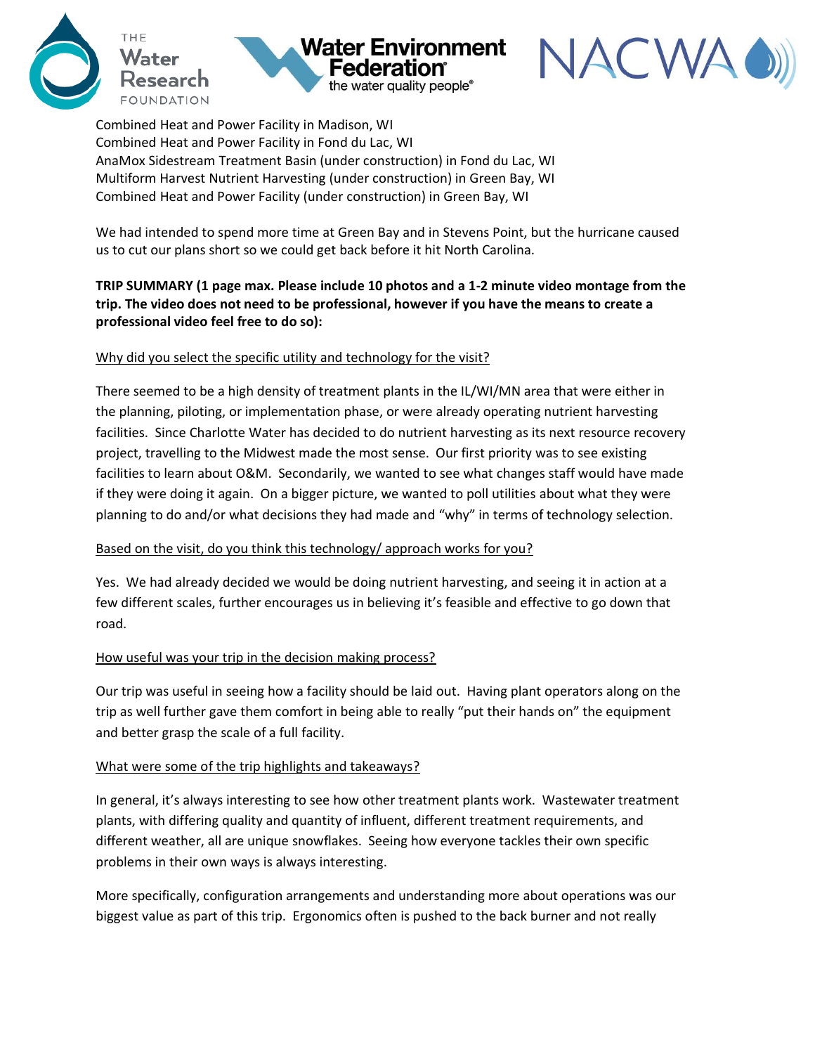Combined Heat and Power Facility in Madison, WI
Combined Heat and Power Facility in Fond du Lac, WI
AnaMox Sidestream Treatment Basin (under construction) in Fond du Lac, WI
Multiform Harvest Nutrient Harvesting (under construction) in Green Bay, WI
Combined Heat and Power Facility (under construction) in Green Bay, WI

We had intended to spend more time at Green Bay and in Stevens Point, but the hurricane caused us to cut our plans short so we could get back before it hit North Carolina.

**TRIP SUMMARY (1 page max. Please include 10 photos and a 1-2 minute video montage from the trip. The video does not need to be professional, however if you have the means to create a professional video feel free to do so):**

<u>Why did you select the specific utility and technology for the visit?</u>

There seemed to be a high density of treatment plants in the IL/WI/MN area that were either in the planning, piloting, or implementation phase, or were already operating nutrient harvesting facilities. Since Charlotte Water has decided to do nutrient harvesting as its next resource recovery project, travelling to the Midwest made the most sense. Our first priority was to see existing facilities to learn about O&M. Secondarily, we wanted to see what changes staff would have made if they were doing it again. On a bigger picture, we wanted to poll utilities about what they were planning to do and/or what decisions they had made and "why" in terms of technology selection.

<u>Based on the visit, do you think this technology/ approach works for you?</u>

Yes. We had already decided we would be doing nutrient harvesting, and seeing it in action at a few different scales, further encourages us in believing it's feasible and effective to go down that road.

<u>How useful was your trip in the decision making process?</u>

Our trip was useful in seeing how a facility should be laid out. Having plant operators along on the trip as well further gave them comfort in being able to really "put their hands on" the equipment and better grasp the scale of a full facility.

<u>What were some of the trip highlights and takeaways?</u>

In general, it's always interesting to see how other treatment plants work. Wastewater treatment plants, with differing quality and quantity of influent, different treatment requirements, and different weather, all are unique snowflakes. Seeing how everyone tackles their own specific problems in their own ways is always interesting.

More specifically, configuration arrangements and understanding more about operations was our biggest value as part of this trip. Ergonomics often is pushed to the back burner and not really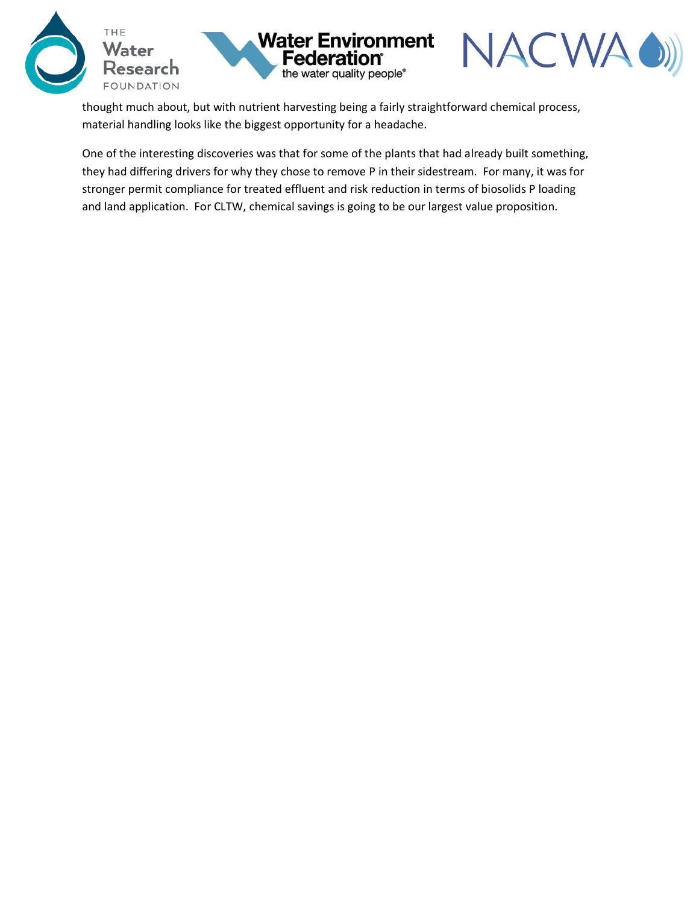thought much about, but with nutrient harvesting being a fairly straightforward chemical process, material handling looks like the biggest opportunity for a headache.

One of the interesting discoveries was that for some of the plants that had already built something, they had differing drivers for why they chose to remove P in their sidestream. For many, it was for stronger permit compliance for treated effluent and risk reduction in terms of biosolids P loading and land application. For CLTW, chemical savings is going to be our largest value proposition.